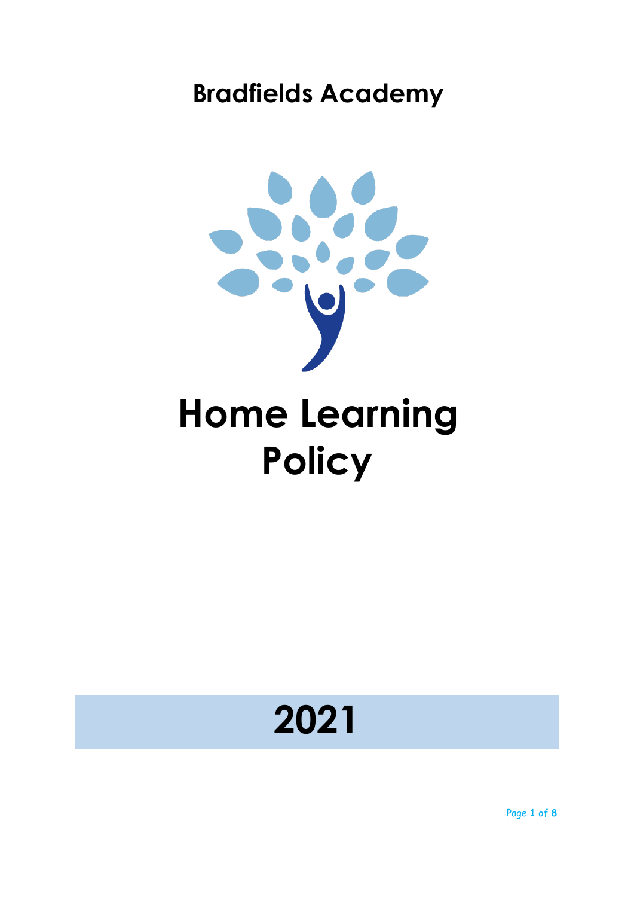# Bradfields Academy

# Home Learning Policy

# 2021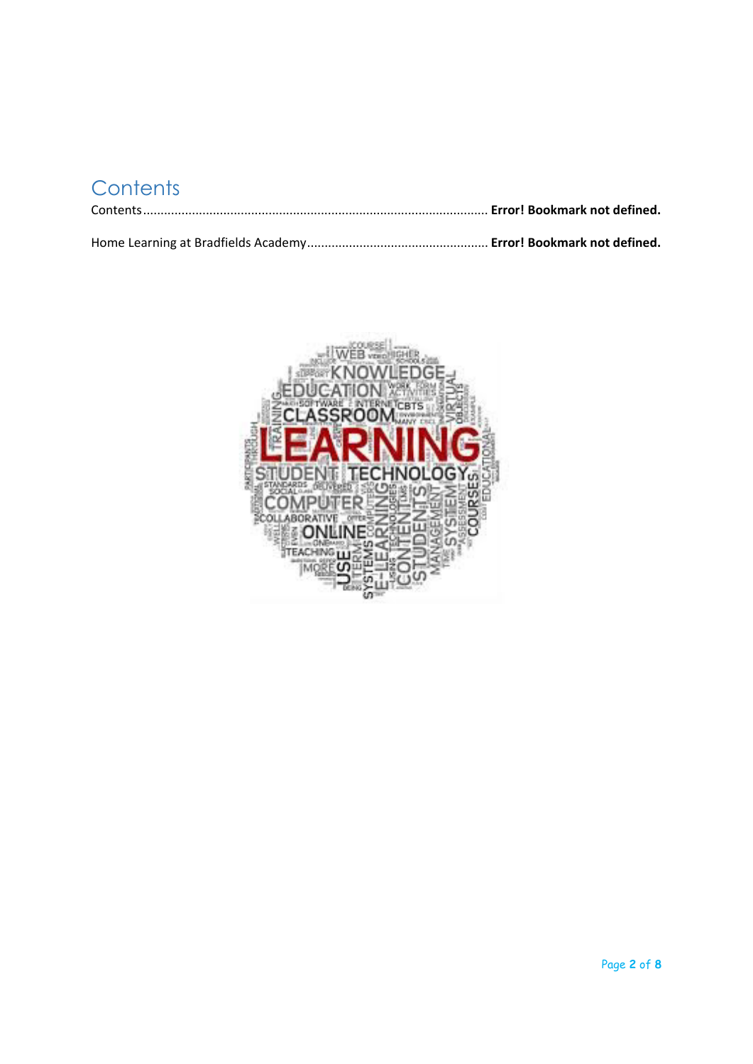# Contents

Contents ......................................................................................... **Error! Bookmark not defined.**

Home Learning at Bradfields Academy ................................................... **Error! Bookmark not defined.**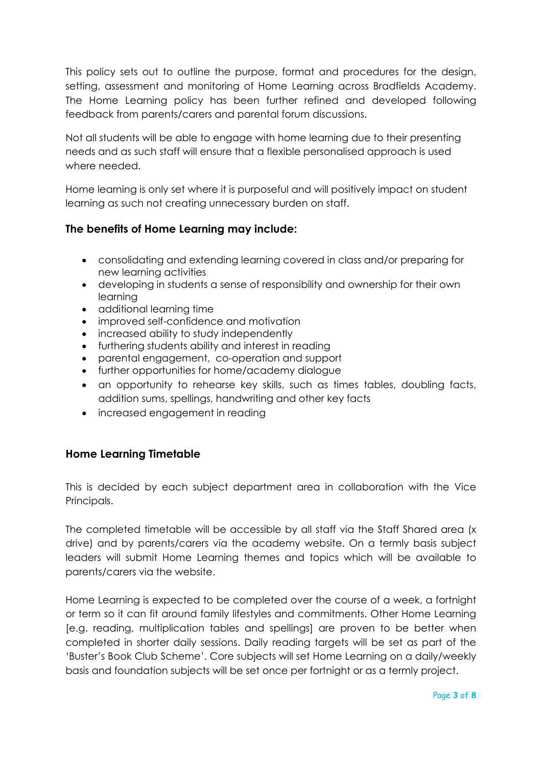This policy sets out to outline the purpose, format and procedures for the design, setting, assessment and monitoring of Home Learning across Bradfields Academy. The Home Learning policy has been further refined and developed following feedback from parents/carers and parental forum discussions.

Not all students will be able to engage with home learning due to their presenting needs and as such staff will ensure that a flexible personalised approach is used where needed.

Home learning is only set where it is purposeful and will positively impact on student learning as such not creating unnecessary burden on staff.

### The benefits of Home Learning may include:

- consolidating and extending learning covered in class and/or preparing for new learning activities
- developing in students a sense of responsibility and ownership for their own learning
- additional learning time
- improved self-confidence and motivation
- increased ability to study independently
- furthering students ability and interest in reading
- parental engagement, co-operation and support
- further opportunities for home/academy dialogue
- an opportunity to rehearse key skills, such as times tables, doubling facts, addition sums, spellings, handwriting and other key facts
- increased engagement in reading

### Home Learning Timetable

This is decided by each subject department area in collaboration with the Vice Principals.

The completed timetable will be accessible by all staff via the Staff Shared area (x drive) and by parents/carers via the academy website. On a termly basis subject leaders will submit Home Learning themes and topics which will be available to parents/carers via the website.

Home Learning is expected to be completed over the course of a week, a fortnight or term so it can fit around family lifestyles and commitments. Other Home Learning [e.g. reading, multiplication tables and spellings] are proven to be better when completed in shorter daily sessions. Daily reading targets will be set as part of the 'Buster's Book Club Scheme'. Core subjects will set Home Learning on a daily/weekly basis and foundation subjects will be set once per fortnight or as a termly project.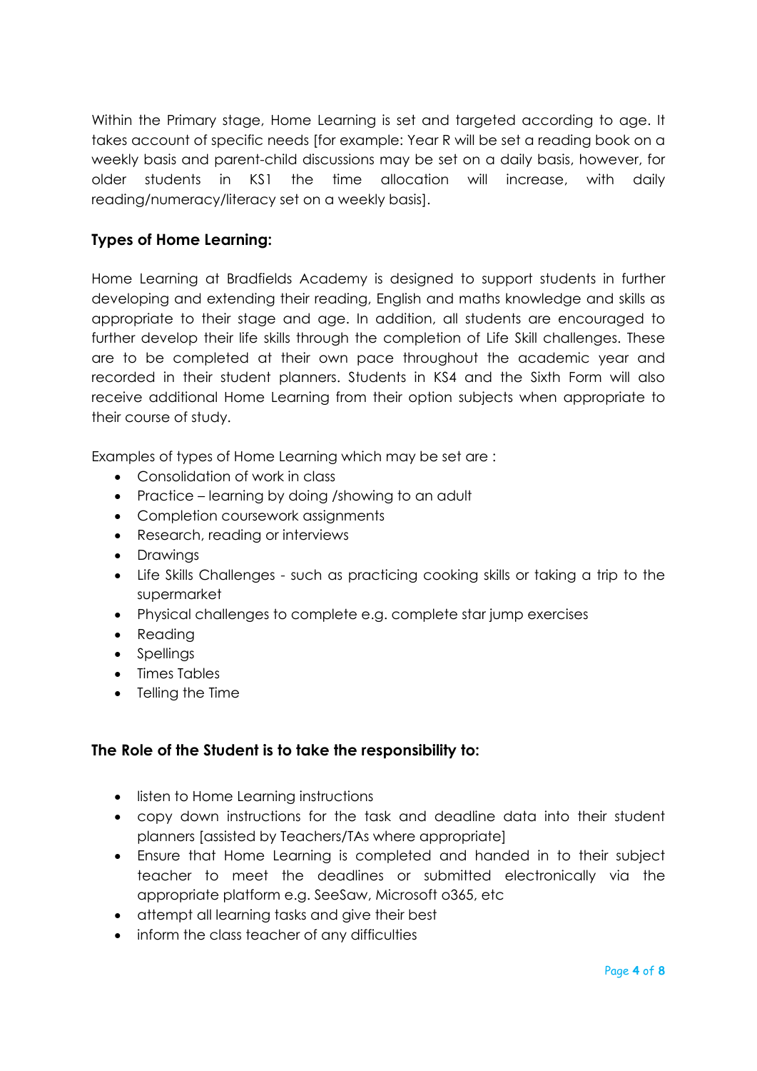Within the Primary stage, Home Learning is set and targeted according to age. It takes account of specific needs [for example: Year R will be set a reading book on a weekly basis and parent-child discussions may be set on a daily basis, however, for older students in KS1 the time allocation will increase, with daily reading/numeracy/literacy set on a weekly basis].

**Types of Home Learning:**

Home Learning at Bradfields Academy is designed to support students in further developing and extending their reading, English and maths knowledge and skills as appropriate to their stage and age. In addition, all students are encouraged to further develop their life skills through the completion of Life Skill challenges. These are to be completed at their own pace throughout the academic year and recorded in their student planners. Students in KS4 and the Sixth Form will also receive additional Home Learning from their option subjects when appropriate to their course of study.

Examples of types of Home Learning which may be set are :

- Consolidation of work in class
- Practice – learning by doing /showing to an adult
- Completion coursework assignments
- Research, reading or interviews
- Drawings
- Life Skills Challenges - such as practicing cooking skills or taking a trip to the supermarket
- Physical challenges to complete e.g. complete star jump exercises
- Reading
- Spellings
- Times Tables
- Telling the Time

**The Role of the Student is to take the responsibility to:**

- listen to Home Learning instructions
- copy down instructions for the task and deadline data into their student planners [assisted by Teachers/TAs where appropriate]
- Ensure that Home Learning is completed and handed in to their subject teacher to meet the deadlines or submitted electronically via the appropriate platform e.g. SeeSaw, Microsoft o365, etc
- attempt all learning tasks and give their best
- inform the class teacher of any difficulties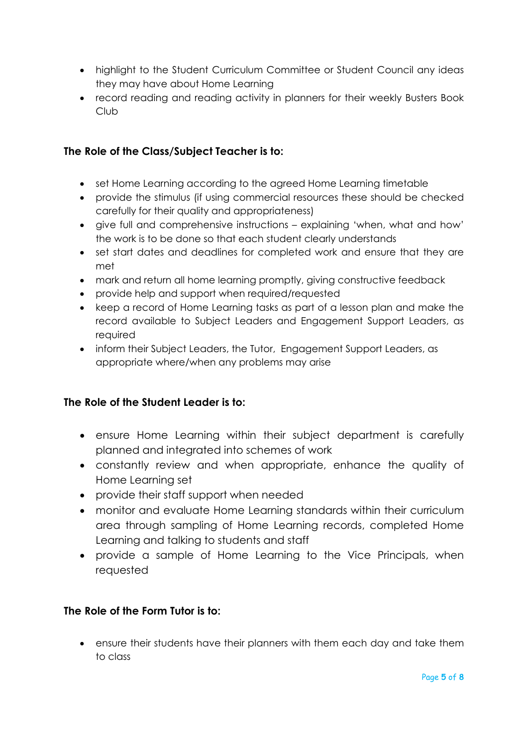- highlight to the Student Curriculum Committee or Student Council any ideas they may have about Home Learning
- record reading and reading activity in planners for their weekly Busters Book Club

**The Role of the Class/Subject Teacher is to:**

- set Home Learning according to the agreed Home Learning timetable
- provide the stimulus (if using commercial resources these should be checked carefully for their quality and appropriateness)
- give full and comprehensive instructions – explaining 'when, what and how' the work is to be done so that each student clearly understands
- set start dates and deadlines for completed work and ensure that they are met
- mark and return all home learning promptly, giving constructive feedback
- provide help and support when required/requested
- keep a record of Home Learning tasks as part of a lesson plan and make the record available to Subject Leaders and Engagement Support Leaders, as required
- inform their Subject Leaders, the Tutor, Engagement Support Leaders, as appropriate where/when any problems may arise

**The Role of the Student Leader is to:**

- ensure Home Learning within their subject department is carefully planned and integrated into schemes of work
- constantly review and when appropriate, enhance the quality of Home Learning set
- provide their staff support when needed
- monitor and evaluate Home Learning standards within their curriculum area through sampling of Home Learning records, completed Home Learning and talking to students and staff
- provide a sample of Home Learning to the Vice Principals, when requested

**The Role of the Form Tutor is to:**

- ensure their students have their planners with them each day and take them to class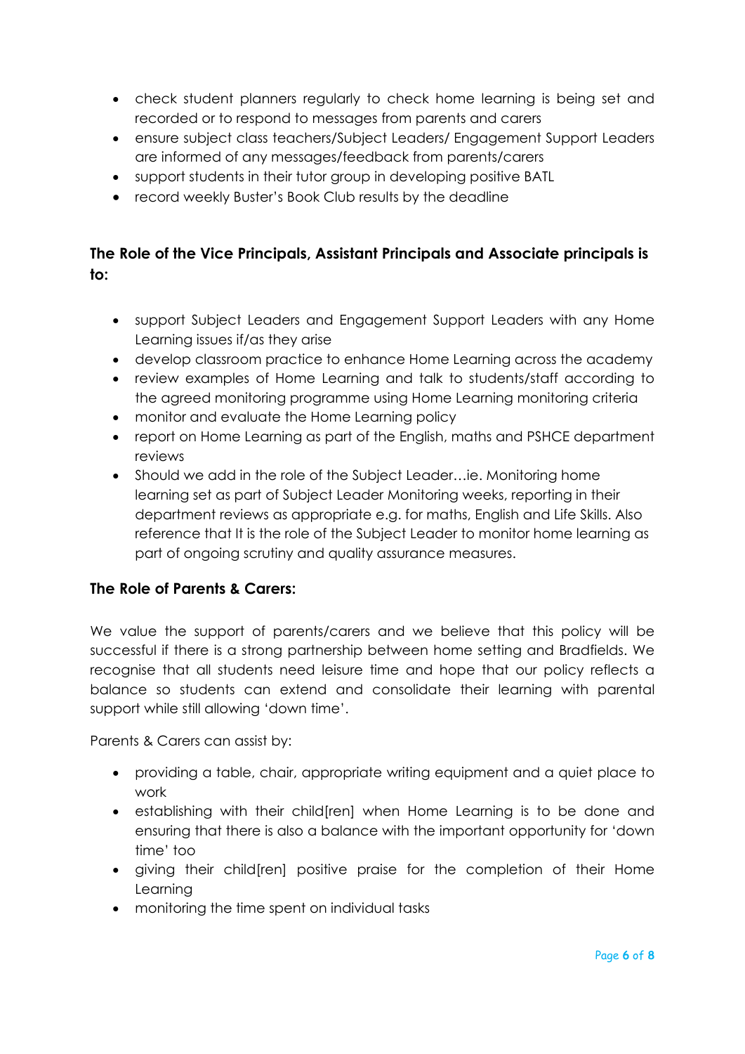- check student planners regularly to check home learning is being set and recorded or to respond to messages from parents and carers
- ensure subject class teachers/Subject Leaders/ Engagement Support Leaders are informed of any messages/feedback from parents/carers
- support students in their tutor group in developing positive BATL
- record weekly Buster's Book Club results by the deadline

### The Role of the Vice Principals, Assistant Principals and Associate principals is to:

- support Subject Leaders and Engagement Support Leaders with any Home Learning issues if/as they arise
- develop classroom practice to enhance Home Learning across the academy
- review examples of Home Learning and talk to students/staff according to the agreed monitoring programme using Home Learning monitoring criteria
- monitor and evaluate the Home Learning policy
- report on Home Learning as part of the English, maths and PSHCE department reviews
- Should we add in the role of the Subject Leader…ie. Monitoring home learning set as part of Subject Leader Monitoring weeks, reporting in their department reviews as appropriate e.g. for maths, English and Life Skills. Also reference that It is the role of the Subject Leader to monitor home learning as part of ongoing scrutiny and quality assurance measures.

### The Role of Parents & Carers:

We value the support of parents/carers and we believe that this policy will be successful if there is a strong partnership between home setting and Bradfields. We recognise that all students need leisure time and hope that our policy reflects a balance so students can extend and consolidate their learning with parental support while still allowing 'down time'.

Parents & Carers can assist by:

- providing a table, chair, appropriate writing equipment and a quiet place to work
- establishing with their child[ren] when Home Learning is to be done and ensuring that there is also a balance with the important opportunity for 'down time' too
- giving their child[ren] positive praise for the completion of their Home Learning
- monitoring the time spent on individual tasks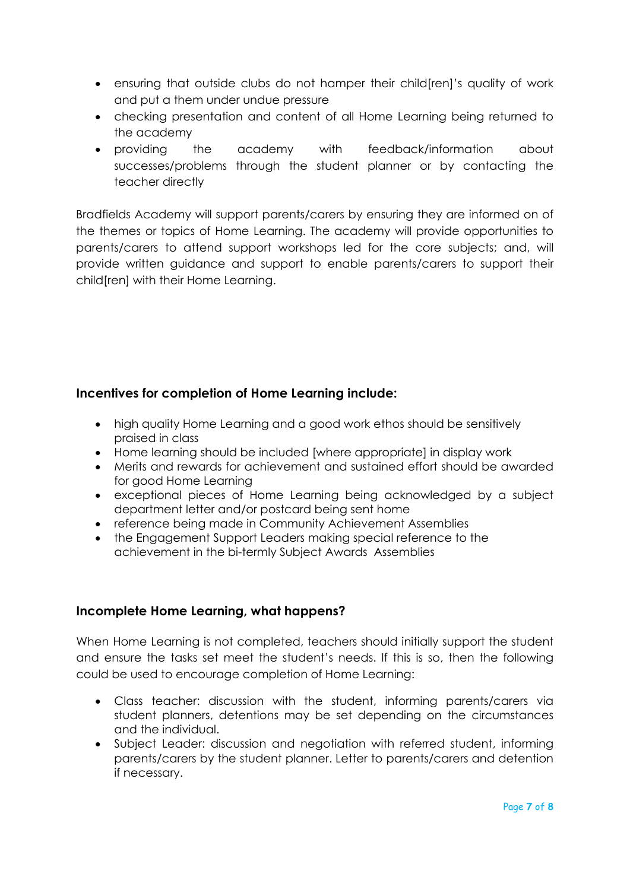- ensuring that outside clubs do not hamper their child[ren]'s quality of work and put a them under undue pressure
- checking presentation and content of all Home Learning being returned to the academy
- providing the academy with feedback/information about successes/problems through the student planner or by contacting the teacher directly

Bradfields Academy will support parents/carers by ensuring they are informed on of the themes or topics of Home Learning. The academy will provide opportunities to parents/carers to attend support workshops led for the core subjects; and, will provide written guidance and support to enable parents/carers to support their child[ren] with their Home Learning.

### Incentives for completion of Home Learning include:

- high quality Home Learning and a good work ethos should be sensitively praised in class
- Home learning should be included [where appropriate] in display work
- Merits and rewards for achievement and sustained effort should be awarded for good Home Learning
- exceptional pieces of Home Learning being acknowledged by a subject department letter and/or postcard being sent home
- reference being made in Community Achievement Assemblies
- the Engagement Support Leaders making special reference to the achievement in the bi-termly Subject Awards Assemblies

### Incomplete Home Learning, what happens?

When Home Learning is not completed, teachers should initially support the student and ensure the tasks set meet the student's needs. If this is so, then the following could be used to encourage completion of Home Learning:

- Class teacher: discussion with the student, informing parents/carers via student planners, detentions may be set depending on the circumstances and the individual.
- Subject Leader: discussion and negotiation with referred student, informing parents/carers by the student planner. Letter to parents/carers and detention if necessary.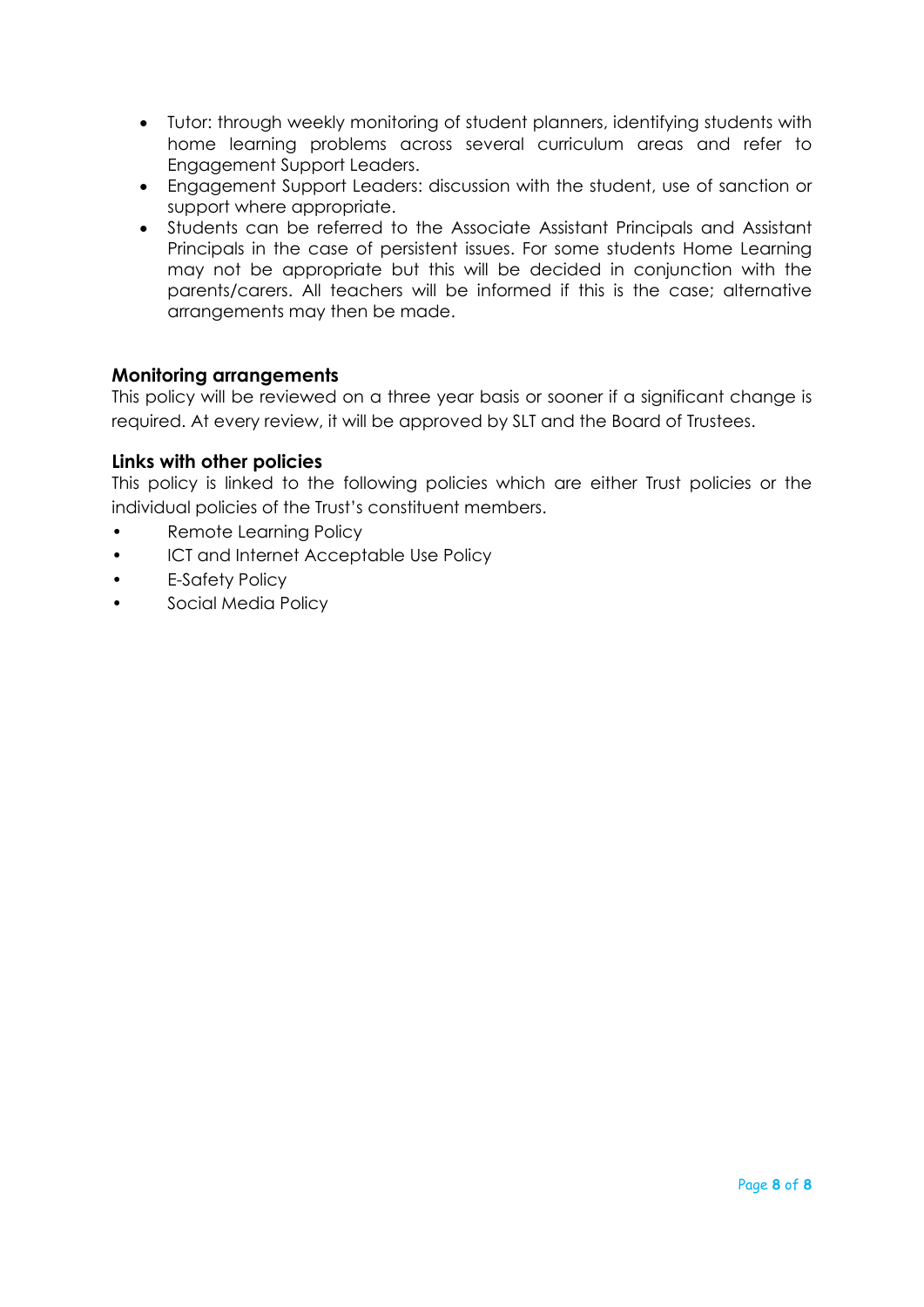- Tutor: through weekly monitoring of student planners, identifying students with home learning problems across several curriculum areas and refer to Engagement Support Leaders.
- Engagement Support Leaders: discussion with the student, use of sanction or support where appropriate.
- Students can be referred to the Associate Assistant Principals and Assistant Principals in the case of persistent issues. For some students Home Learning may not be appropriate but this will be decided in conjunction with the parents/carers. All teachers will be informed if this is the case; alternative arrangements may then be made.

### Monitoring arrangements

This policy will be reviewed on a three year basis or sooner if a significant change is required. At every review, it will be approved by SLT and the Board of Trustees.

### Links with other policies

This policy is linked to the following policies which are either Trust policies or the individual policies of the Trust's constituent members.

- Remote Learning Policy
- ICT and Internet Acceptable Use Policy
- E-Safety Policy
- Social Media Policy